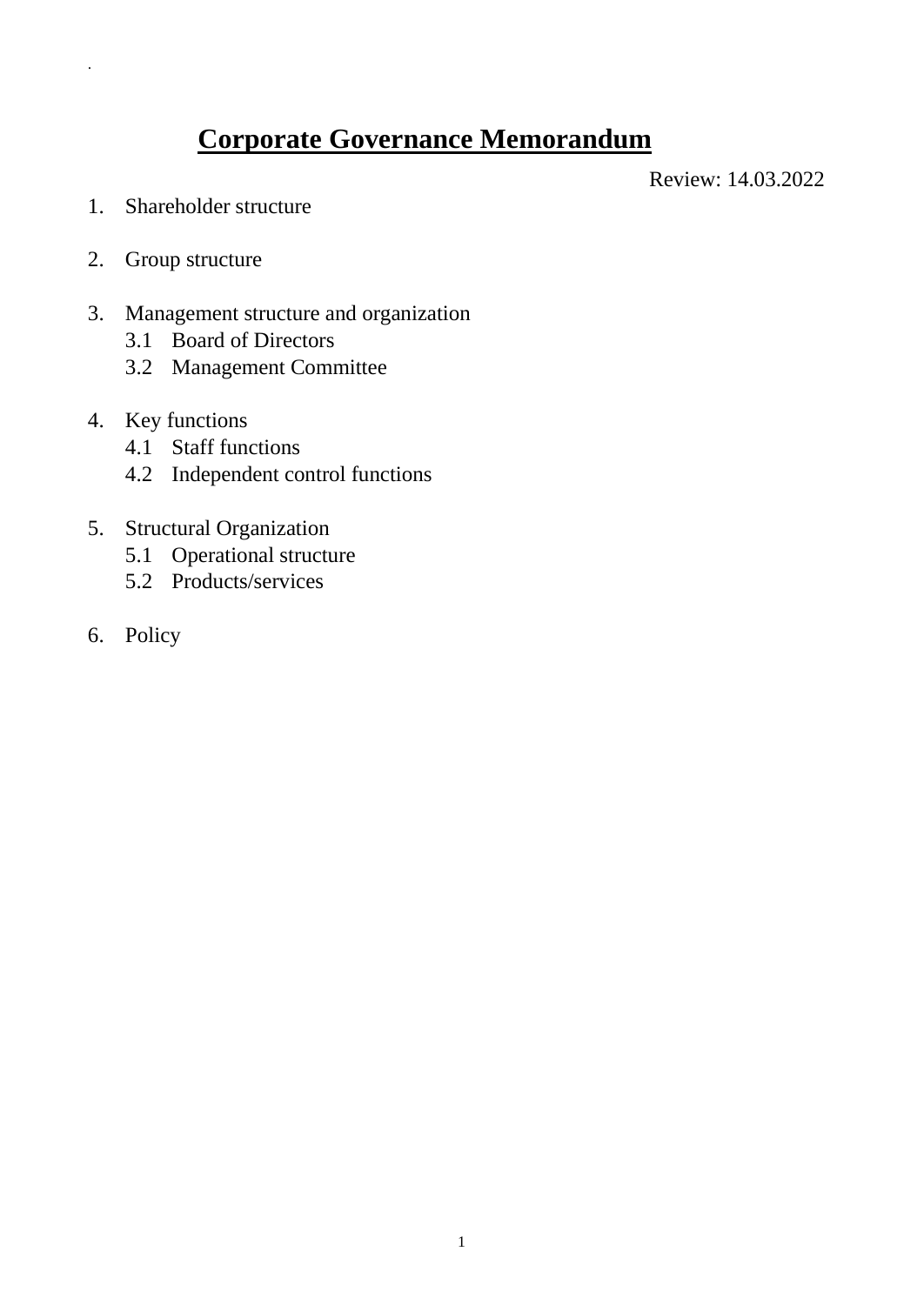# Corporate Governance Memorandum

Review: 14.03.2022

1. Shareholder structure

2. Group structure

3. Management structure and organization
   - 3.1 Board of Directors
   - 3.2 Management Committee

4. Key functions
   - 4.1 Staff functions
   - 4.2 Independent control functions

5. Structural Organization
   - 5.1 Operational structure
   - 5.2 Products/services

6. Policy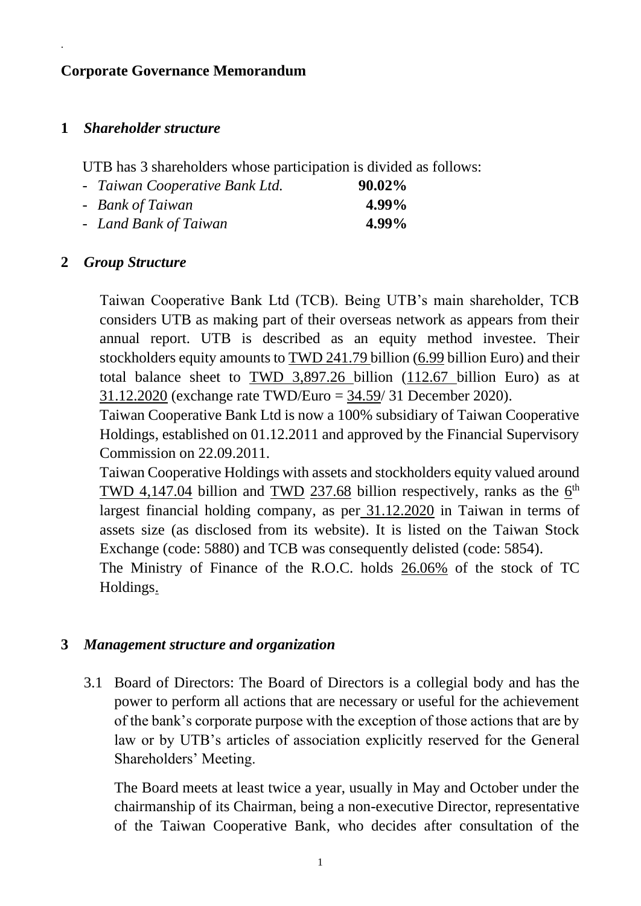## Corporate Governance Memorandum

### 1 *Shareholder structure*

UTB has 3 shareholders whose participation is divided as follows:

| | |
|---|---|
| - *Taiwan Cooperative Bank Ltd.* | **90.02%** |
| - *Bank of Taiwan* | **4.99%** |
| - *Land Bank of Taiwan* | **4.99%** |

### 2 *Group Structure*

Taiwan Cooperative Bank Ltd (TCB). Being UTB's main shareholder, TCB considers UTB as making part of their overseas network as appears from their annual report. UTB is described as an equity method investee. Their stockholders equity amounts to TWD 241.79 billion (6.99 billion Euro) and their total balance sheet to TWD 3,897.26 billion (112.67 billion Euro) as at 31.12.2020 (exchange rate TWD/Euro = 34.59/ 31 December 2020).

Taiwan Cooperative Bank Ltd is now a 100% subsidiary of Taiwan Cooperative Holdings, established on 01.12.2011 and approved by the Financial Supervisory Commission on 22.09.2011.

Taiwan Cooperative Holdings with assets and stockholders equity valued around TWD 4,147.04 billion and TWD 237.68 billion respectively, ranks as the 6th largest financial holding company, as per 31.12.2020 in Taiwan in terms of assets size (as disclosed from its website). It is listed on the Taiwan Stock Exchange (code: 5880) and TCB was consequently delisted (code: 5854).

The Ministry of Finance of the R.O.C. holds 26.06% of the stock of TC Holdings.

### 3 *Management structure and organization*

3.1 Board of Directors: The Board of Directors is a collegial body and has the power to perform all actions that are necessary or useful for the achievement of the bank's corporate purpose with the exception of those actions that are by law or by UTB's articles of association explicitly reserved for the General Shareholders' Meeting.

The Board meets at least twice a year, usually in May and October under the chairmanship of its Chairman, being a non-executive Director, representative of the Taiwan Cooperative Bank, who decides after consultation of the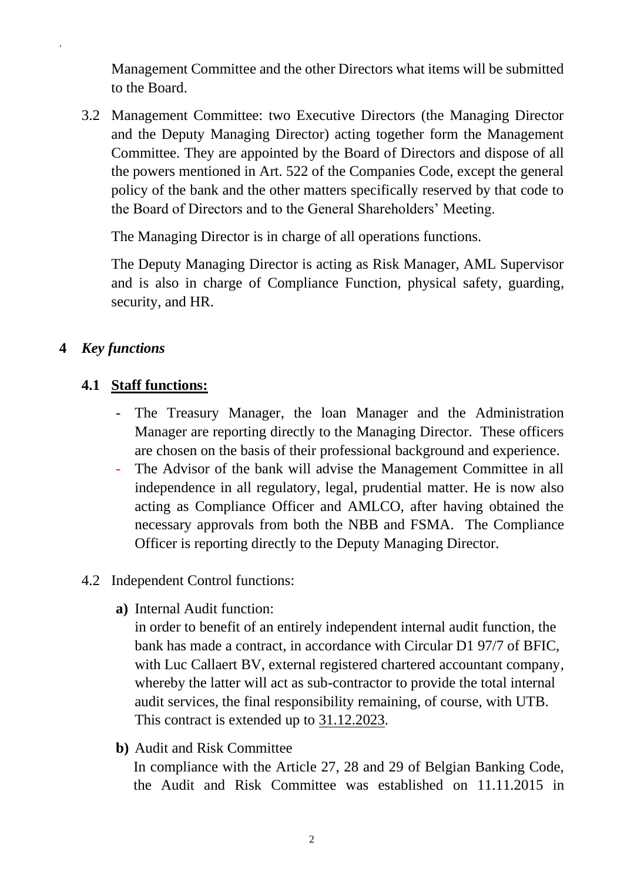Management Committee and the other Directors what items will be submitted to the Board.

3.2 Management Committee: two Executive Directors (the Managing Director and the Deputy Managing Director) acting together form the Management Committee. They are appointed by the Board of Directors and dispose of all the powers mentioned in Art. 522 of the Companies Code, except the general policy of the bank and the other matters specifically reserved by that code to the Board of Directors and to the General Shareholders' Meeting.

The Managing Director is in charge of all operations functions.

The Deputy Managing Director is acting as Risk Manager, AML Supervisor and is also in charge of Compliance Function, physical safety, guarding, security, and HR.

## 4 *Key functions*

### 4.1 **Staff functions:**

- The Treasury Manager, the loan Manager and the Administration Manager are reporting directly to the Managing Director. These officers are chosen on the basis of their professional background and experience.
- The Advisor of the bank will advise the Management Committee in all independence in all regulatory, legal, prudential matter. He is now also acting as Compliance Officer and AMLCO, after having obtained the necessary approvals from both the NBB and FSMA. The Compliance Officer is reporting directly to the Deputy Managing Director.

4.2 Independent Control functions:

**a)** Internal Audit function:
in order to benefit of an entirely independent internal audit function, the bank has made a contract, in accordance with Circular D1 97/7 of BFIC, with Luc Callaert BV, external registered chartered accountant company, whereby the latter will act as sub-contractor to provide the total internal audit services, the final responsibility remaining, of course, with UTB. This contract is extended up to 31.12.2023.

**b)** Audit and Risk Committee
In compliance with the Article 27, 28 and 29 of Belgian Banking Code, the Audit and Risk Committee was established on 11.11.2015 in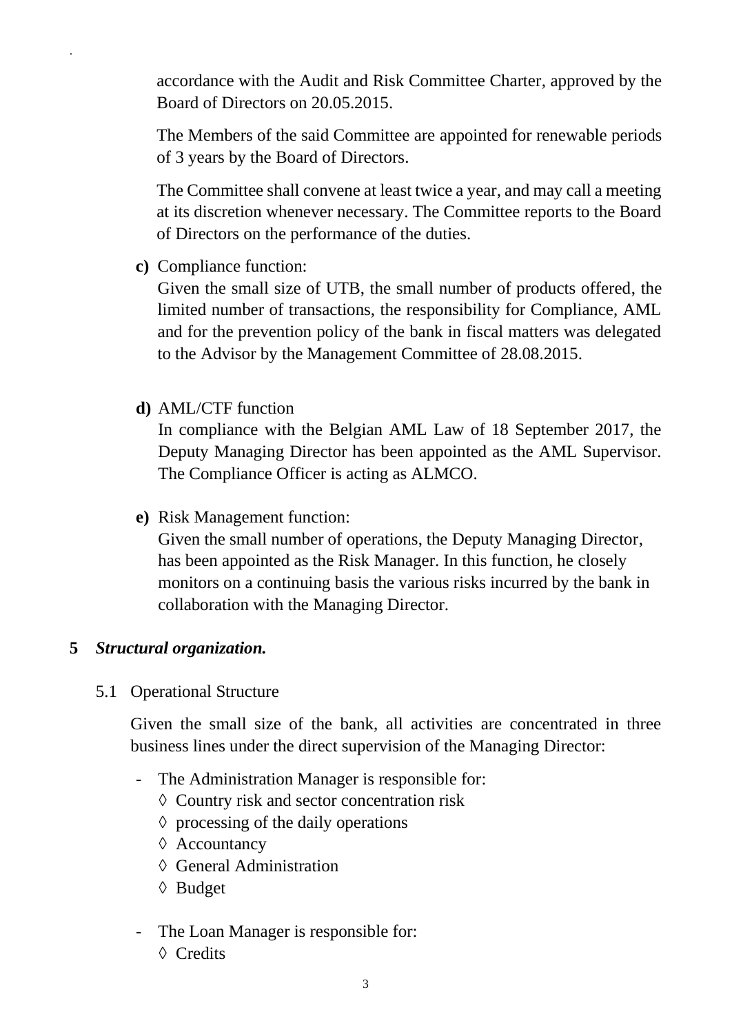accordance with the Audit and Risk Committee Charter, approved by the Board of Directors on 20.05.2015.

The Members of the said Committee are appointed for renewable periods of 3 years by the Board of Directors.

The Committee shall convene at least twice a year, and may call a meeting at its discretion whenever necessary. The Committee reports to the Board of Directors on the performance of the duties.

**c)** Compliance function:
Given the small size of UTB, the small number of products offered, the limited number of transactions, the responsibility for Compliance, AML and for the prevention policy of the bank in fiscal matters was delegated to the Advisor by the Management Committee of 28.08.2015.

**d)** AML/CTF function
In compliance with the Belgian AML Law of 18 September 2017, the Deputy Managing Director has been appointed as the AML Supervisor. The Compliance Officer is acting as ALMCO.

**e)** Risk Management function:
Given the small number of operations, the Deputy Managing Director, has been appointed as the Risk Manager. In this function, he closely monitors on a continuing basis the various risks incurred by the bank in collaboration with the Managing Director.

## 5 *Structural organization.*

### 5.1 Operational Structure

Given the small size of the bank, all activities are concentrated in three business lines under the direct supervision of the Managing Director:

- The Administration Manager is responsible for:
  - ◊ Country risk and sector concentration risk
  - ◊ processing of the daily operations
  - ◊ Accountancy
  - ◊ General Administration
  - ◊ Budget

- The Loan Manager is responsible for:
  - ◊ Credits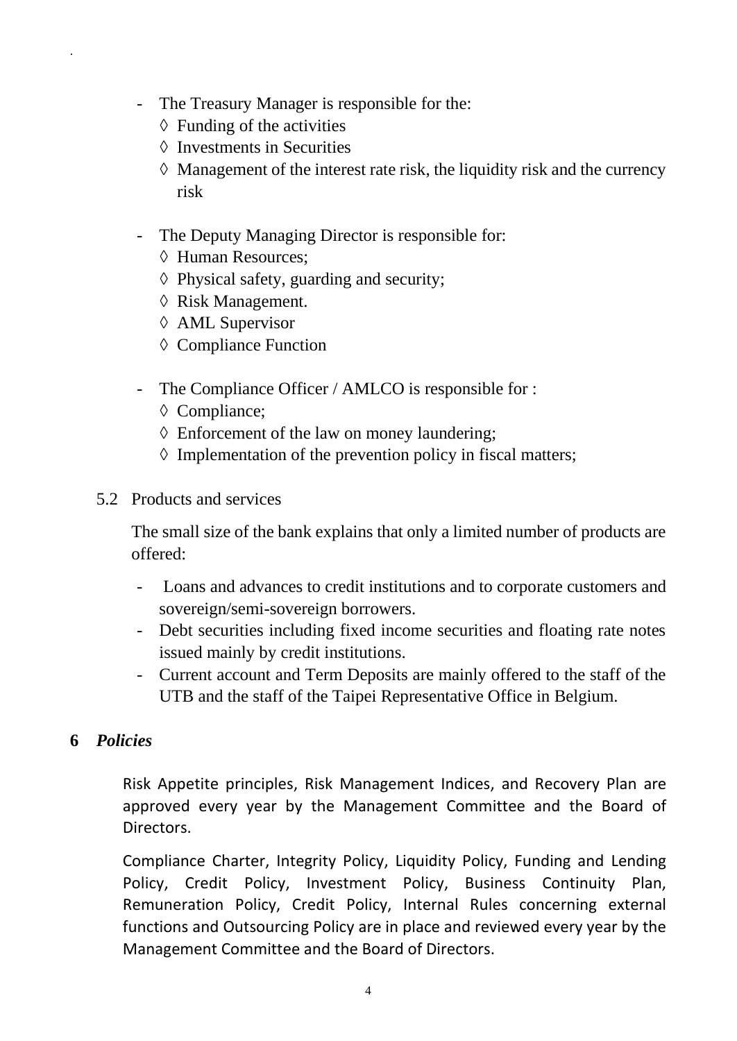- The Treasury Manager is responsible for the:
  - ◊ Funding of the activities
  - ◊ Investments in Securities
  - ◊ Management of the interest rate risk, the liquidity risk and the currency risk

- The Deputy Managing Director is responsible for:
  - ◊ Human Resources;
  - ◊ Physical safety, guarding and security;
  - ◊ Risk Management.
  - ◊ AML Supervisor
  - ◊ Compliance Function

- The Compliance Officer / AMLCO is responsible for :
  - ◊ Compliance;
  - ◊ Enforcement of the law on money laundering;
  - ◊ Implementation of the prevention policy in fiscal matters;

### 5.2 Products and services

The small size of the bank explains that only a limited number of products are offered:

- Loans and advances to credit institutions and to corporate customers and sovereign/semi-sovereign borrowers.
- Debt securities including fixed income securities and floating rate notes issued mainly by credit institutions.
- Current account and Term Deposits are mainly offered to the staff of the UTB and the staff of the Taipei Representative Office in Belgium.

## 6 *Policies*

Risk Appetite principles, Risk Management Indices, and Recovery Plan are approved every year by the Management Committee and the Board of Directors.

Compliance Charter, Integrity Policy, Liquidity Policy, Funding and Lending Policy, Credit Policy, Investment Policy, Business Continuity Plan, Remuneration Policy, Credit Policy, Internal Rules concerning external functions and Outsourcing Policy are in place and reviewed every year by the Management Committee and the Board of Directors.